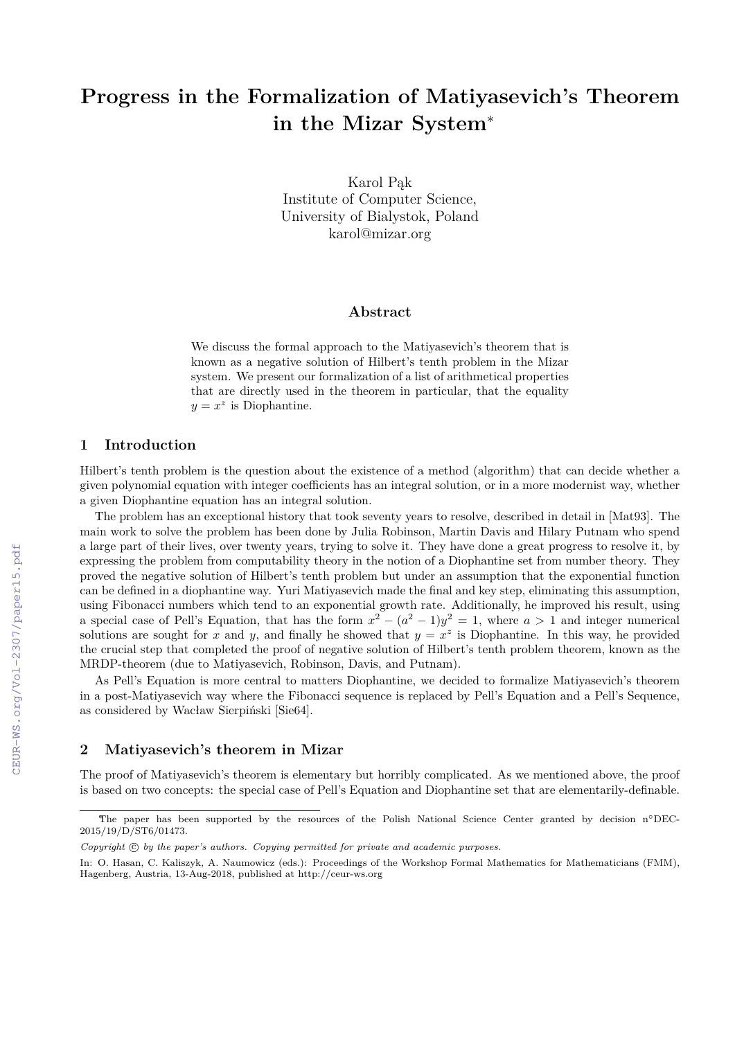# Progress in the Formalization of Matiyasevich's Theorem in the Mizar System*

Karol Pąk
Institute of Computer Science,
University of Bialystok, Poland
karol@mizar.org

## Abstract

We discuss the formal approach to the Matiyasevich's theorem that is known as a negative solution of Hilbert's tenth problem in the Mizar system. We present our formalization of a list of arithmetical properties that are directly used in the theorem in particular, that the equality $y = x^z$ is Diophantine.

## 1 Introduction

Hilbert's tenth problem is the question about the existence of a method (algorithm) that can decide whether a given polynomial equation with integer coefficients has an integral solution, or in a more modernist way, whether a given Diophantine equation has an integral solution.

The problem has an exceptional history that took seventy years to resolve, described in detail in [Mat93]. The main work to solve the problem has been done by Julia Robinson, Martin Davis and Hilary Putnam who spend a large part of their lives, over twenty years, trying to solve it. They have done a great progress to resolve it, by expressing the problem from computability theory in the notion of a Diophantine set from number theory. They proved the negative solution of Hilbert's tenth problem but under an assumption that the exponential function can be defined in a diophantine way. Yuri Matiyasevich made the final and key step, eliminating this assumption, using Fibonacci numbers which tend to an exponential growth rate. Additionally, he improved his result, using a special case of Pell's Equation, that has the form $x^2 - (a^2 - 1)y^2 = 1$, where $a > 1$ and integer numerical solutions are sought for $x$ and $y$, and finally he showed that $y = x^z$ is Diophantine. In this way, he provided the crucial step that completed the proof of negative solution of Hilbert's tenth problem theorem, known as the MRDP-theorem (due to Matiyasevich, Robinson, Davis, and Putnam).

As Pell's Equation is more central to matters Diophantine, we decided to formalize Matiyasevich's theorem in a post-Matiyasevich way where the Fibonacci sequence is replaced by Pell's Equation and a Pell's Sequence, as considered by Wacław Sierpiński [Sie64].

## 2 Matiyasevich's theorem in Mizar

The proof of Matiyasevich's theorem is elementary but horribly complicated. As we mentioned above, the proof is based on two concepts: the special case of Pell's Equation and Diophantine set that are elementarily-definable.

*The paper has been supported by the resources of the Polish National Science Center granted by decision n°DEC-2015/19/D/ST6/01473.

*Copyright © by the paper's authors. Copying permitted for private and academic purposes.*

In: O. Hasan, C. Kaliszyk, A. Naumowicz (eds.): Proceedings of the Workshop Formal Mathematics for Mathematicians (FMM), Hagenberg, Austria, 13-Aug-2018, published at http://ceur-ws.org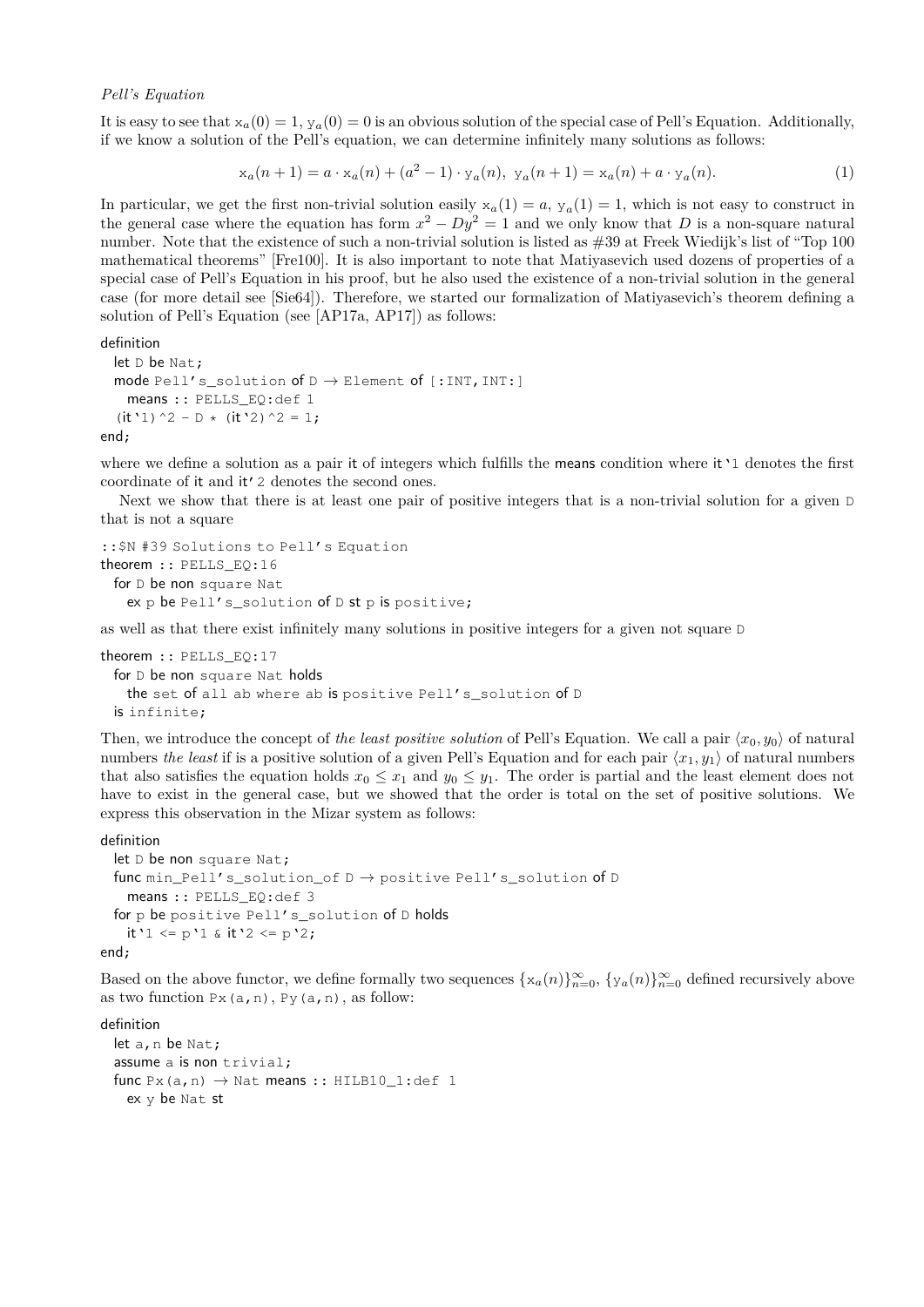*Pell's Equation*

It is easy to see that $\mathrm{x}_a(0) = 1$, $\mathrm{y}_a(0) = 0$ is an obvious solution of the special case of Pell's Equation. Additionally, if we know a solution of the Pell's equation, we can determine infinitely many solutions as follows:

$$\mathrm{x}_a(n+1) = a \cdot \mathrm{x}_a(n) + (a^2 - 1) \cdot \mathrm{y}_a(n), \ \mathrm{y}_a(n+1) = \mathrm{x}_a(n) + a \cdot \mathrm{y}_a(n). \tag{1}$$

In particular, we get the first non-trivial solution easily $\mathrm{x}_a(1) = a$, $\mathrm{y}_a(1) = 1$, which is not easy to construct in the general case where the equation has form $x^2 - Dy^2 = 1$ and we only know that $D$ is a non-square natural number. Note that the existence of such a non-trivial solution is listed as #39 at Freek Wiedijk's list of "Top 100 mathematical theorems" [Fre100]. It is also important to note that Matiyasevich used dozens of properties of a special case of Pell's Equation in his proof, but he also used the existence of a non-trivial solution in the general case (for more detail see [Sie64]). Therefore, we started our formalization of Matiyasevich's theorem defining a solution of Pell's Equation (see [AP17a, AP17]) as follows:

```
definition
  let D be Nat;
  mode Pell's_solution of D -> Element of [:INT,INT:]
    means :: PELLS_EQ:def 1
  (it`1)^2 - D * (it`2)^2 = 1;
end;
```

where we define a solution as a pair it of integers which fulfills the means condition where it`1 denotes the first coordinate of it and it'2 denotes the second ones.

Next we show that there is at least one pair of positive integers that is a non-trivial solution for a given D that is not a square

```
::$N #39 Solutions to Pell's Equation
theorem :: PELLS_EQ:16
  for D be non square Nat
    ex p be Pell's_solution of D st p is positive;
```

as well as that there exist infinitely many solutions in positive integers for a given not square D

```
theorem :: PELLS_EQ:17
  for D be non square Nat holds
    the set of all ab where ab is positive Pell's_solution of D
  is infinite;
```

Then, we introduce the concept of *the least positive solution* of Pell's Equation. We call a pair $\langle x_0, y_0 \rangle$ of natural numbers *the least* if is a positive solution of a given Pell's Equation and for each pair $\langle x_1, y_1 \rangle$ of natural numbers that also satisfies the equation holds $x_0 \leq x_1$ and $y_0 \leq y_1$. The order is partial and the least element does not have to exist in the general case, but we showed that the order is total on the set of positive solutions. We express this observation in the Mizar system as follows:

```
definition
  let D be non square Nat;
  func min_Pell's_solution_of D -> positive Pell's_solution of D
    means :: PELLS_EQ:def 3
  for p be positive Pell's_solution of D holds
    it`1 <= p`1 & it`2 <= p`2;
end;
```

Based on the above functor, we define formally two sequences $\{\mathrm{x}_a(n)\}_{n=0}^{\infty}$, $\{\mathrm{y}_a(n)\}_{n=0}^{\infty}$ defined recursively above as two function Px(a,n), Py(a,n), as follow:

```
definition
  let a,n be Nat;
  assume a is non trivial;
  func Px(a,n) -> Nat means :: HILB10_1:def 1
    ex y be Nat st
```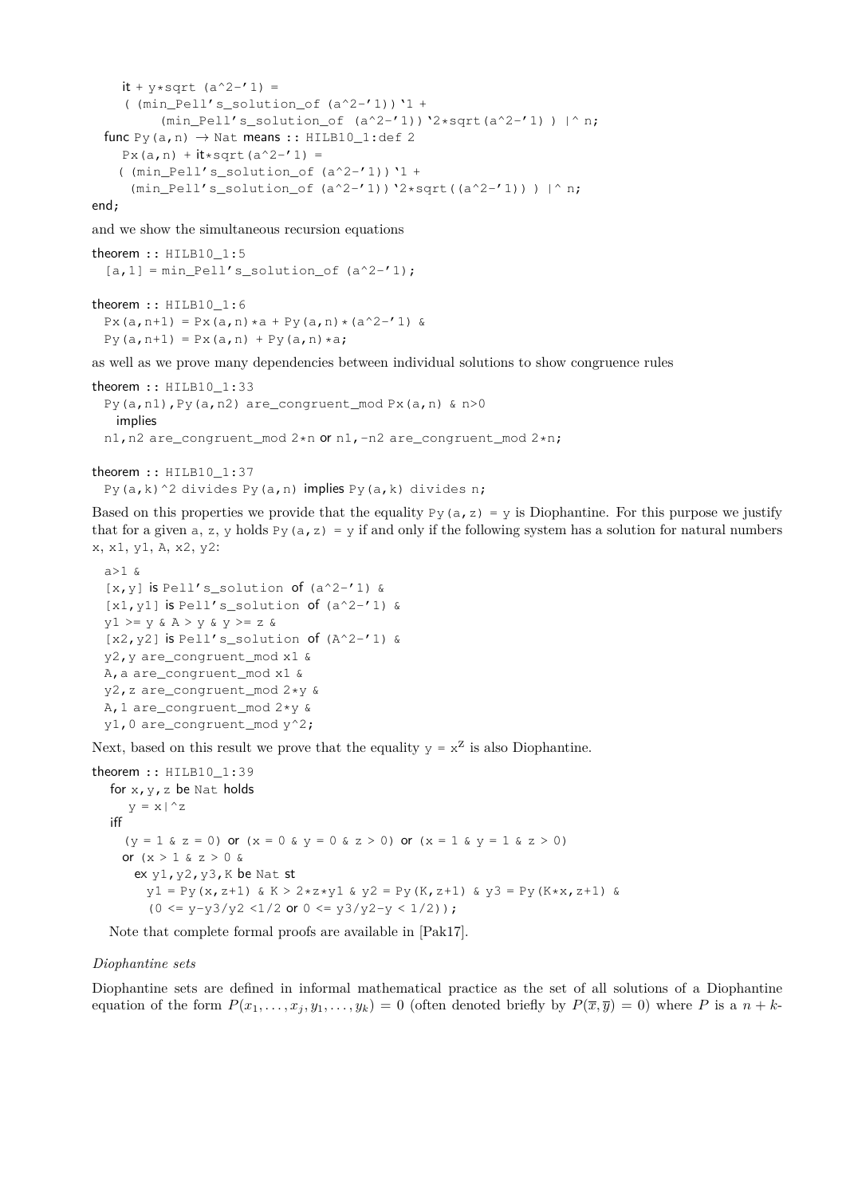```
    it + y*sqrt (a^2-'1) =
    ( (min_Pell's_solution_of (a^2-'1))`1 +
        (min_Pell's_solution_of (a^2-'1))`2*sqrt(a^2-'1) ) |^ n;
  func Py(a,n) -> Nat means :: HILB10_1:def 2
    Px(a,n) + it*sqrt(a^2-'1) =
    ( (min_Pell's_solution_of (a^2-'1))`1 +
     (min_Pell's_solution_of (a^2-'1))`2*sqrt((a^2-'1)) ) |^ n;
end;
```

and we show the simultaneous recursion equations

```
theorem :: HILB10_1:5
  [a,1] = min_Pell's_solution_of (a^2-'1);

theorem :: HILB10_1:6
  Px(a,n+1) = Px(a,n)*a + Py(a,n)*(a^2-'1) &
  Py(a,n+1) = Px(a,n) + Py(a,n)*a;
```

as well as we prove many dependencies between individual solutions to show congruence rules

```
theorem :: HILB10_1:33
  Py(a,n1),Py(a,n2) are_congruent_mod Px(a,n) & n>0
    implies
  n1,n2 are_congruent_mod 2*n or n1,-n2 are_congruent_mod 2*n;

theorem :: HILB10_1:37
  Py(a,k)^2 divides Py(a,n) implies Py(a,k) divides n;
```

Based on this properties we provide that the equality Py(a,z) = y is Diophantine. For this purpose we justify that for a given a, z, y holds Py(a,z) = y if and only if the following system has a solution for natural numbers x, x1, y1, A, x2, y2:

```
  a>1 &
  [x,y] is Pell's_solution of (a^2-'1) &
  [x1,y1] is Pell's_solution of (a^2-'1) &
  y1 >= y & A > y & y >= z &
  [x2,y2] is Pell's_solution of (A^2-'1) &
  y2,y are_congruent_mod x1 &
  A,a are_congruent_mod x1 &
  y2,z are_congruent_mod 2*y &
  A,1 are_congruent_mod 2*y &
  y1,0 are_congruent_mod y^2;
```

Next, based on this result we prove that the equality y = $x^z$ is also Diophantine.

```
theorem :: HILB10_1:39
   for x,y,z be Nat holds
     y = x|^z
   iff
     (y = 1 & z = 0) or (x = 0 & y = 0 & z > 0) or (x = 1 & y = 1 & z > 0)
     or (x > 1 & z > 0 &
       ex y1,y2,y3,K be Nat st
         y1 = Py(x,z+1) & K > 2*z*y1 & y2 = Py(K,z+1) & y3 = Py(K*x,z+1) &
         (0 <= y-y3/y2 <1/2 or 0 <= y3/y2-y < 1/2));
```

Note that complete formal proofs are available in [Pak17].

*Diophantine sets*

Diophantine sets are defined in informal mathematical practice as the set of all solutions of a Diophantine equation of the form $P(x_1, \ldots, x_j, y_1, \ldots, y_k) = 0$ (often denoted briefly by $P(\overline{x}, \overline{y}) = 0$) where $P$ is a $n + k$-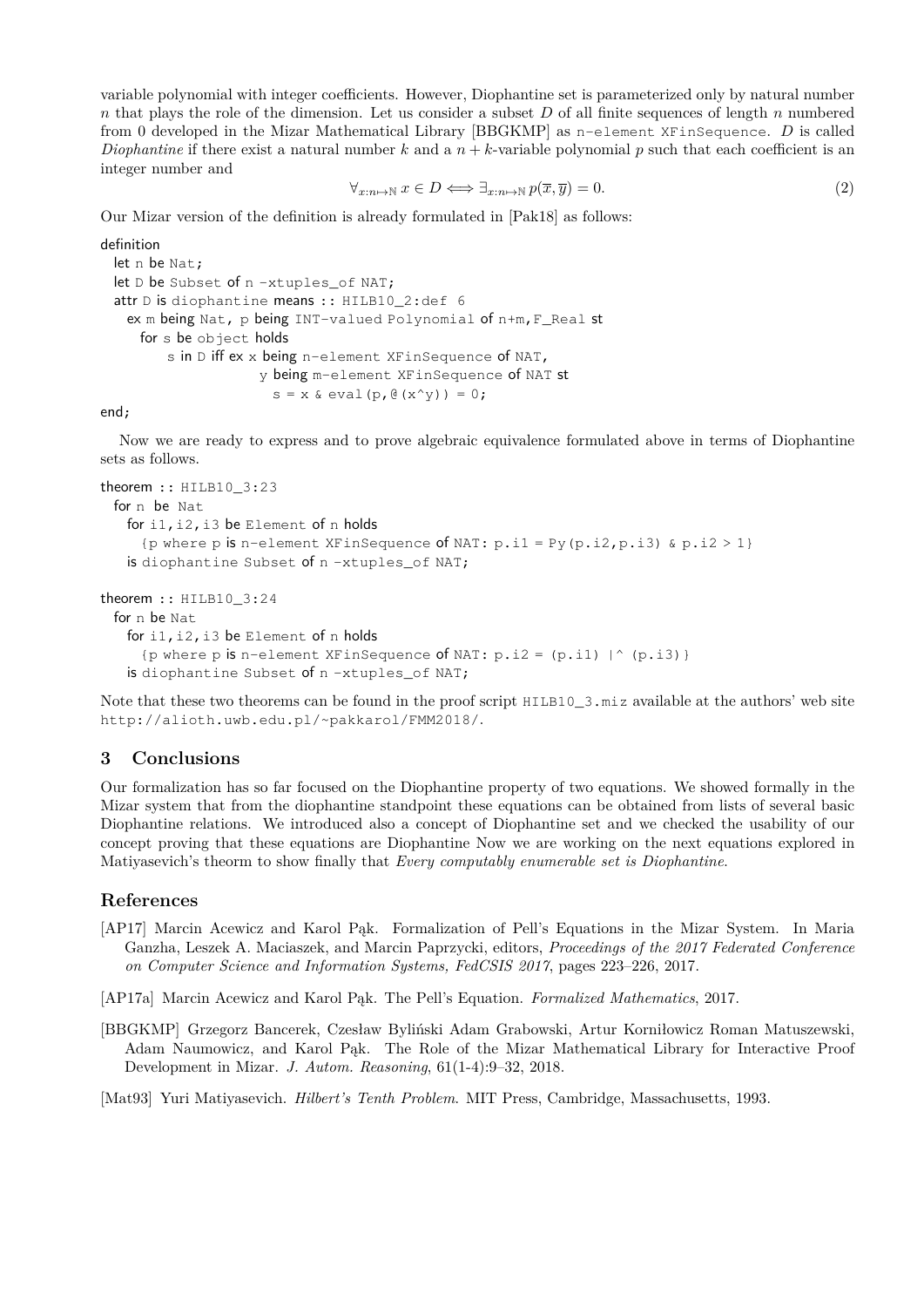variable polynomial with integer coefficients. However, Diophantine set is parameterized only by natural number $n$ that plays the role of the dimension. Let us consider a subset $D$ of all finite sequences of length $n$ numbered from 0 developed in the Mizar Mathematical Library [BBGKMP] as `n-element XFinSequence`. $D$ is called *Diophantine* if there exist a natural number $k$ and a $n+k$-variable polynomial $p$ such that each coefficient is an integer number and

$$\forall_{x:n\mapsto\mathbb{N}}\, x \in D \iff \exists_{x:n\mapsto\mathbb{N}}\, p(\overline{x}, \overline{y}) = 0. \tag{2}$$

Our Mizar version of the definition is already formulated in [Pak18] as follows:

```
definition
  let n be Nat;
  let D be Subset of n -xtuples_of NAT;
  attr D is diophantine means :: HILB10_2:def 6
    ex m being Nat, p being INT-valued Polynomial of n+m,F_Real st
      for s be object holds
          s in D iff ex x being n-element XFinSequence of NAT,
                        y being m-element XFinSequence of NAT st
                          s = x & eval(p,@(x^y)) = 0;
end;
```

Now we are ready to express and to prove algebraic equivalence formulated above in terms of Diophantine sets as follows.

```
theorem :: HILB10_3:23
  for n be Nat
    for i1,i2,i3 be Element of n holds
      {p where p is n-element XFinSequence of NAT: p.i1 = Py(p.i2,p.i3) & p.i2 > 1}
    is diophantine Subset of n -xtuples_of NAT;

theorem :: HILB10_3:24
  for n be Nat
    for i1,i2,i3 be Element of n holds
      {p where p is n-element XFinSequence of NAT: p.i2 = (p.i1) |^ (p.i3)}
    is diophantine Subset of n -xtuples_of NAT;
```

Note that these two theorems can be found in the proof script `HILB10_3.miz` available at the authors' web site `http://alioth.uwb.edu.pl/~pakkarol/FMM2018/`.

## 3 Conclusions

Our formalization has so far focused on the Diophantine property of two equations. We showed formally in the Mizar system that from the diophantine standpoint these equations can be obtained from lists of several basic Diophantine relations. We introduced also a concept of Diophantine set and we checked the usability of our concept proving that these equations are Diophantine Now we are working on the next equations explored in Matiyasevich's theorm to show finally that *Every computably enumerable set is Diophantine*.

## References

[AP17] Marcin Acewicz and Karol Pąk. Formalization of Pell's Equations in the Mizar System. In Maria Ganzha, Leszek A. Maciaszek, and Marcin Paprzycki, editors, *Proceedings of the 2017 Federated Conference on Computer Science and Information Systems, FedCSIS 2017*, pages 223–226, 2017.

[AP17a] Marcin Acewicz and Karol Pąk. The Pell's Equation. *Formalized Mathematics*, 2017.

[BBGKMP] Grzegorz Bancerek, Czesław Byliński Adam Grabowski, Artur Korniłowicz Roman Matuszewski, Adam Naumowicz, and Karol Pąk. The Role of the Mizar Mathematical Library for Interactive Proof Development in Mizar. *J. Autom. Reasoning*, 61(1-4):9–32, 2018.

[Mat93] Yuri Matiyasevich. *Hilbert's Tenth Problem*. MIT Press, Cambridge, Massachusetts, 1993.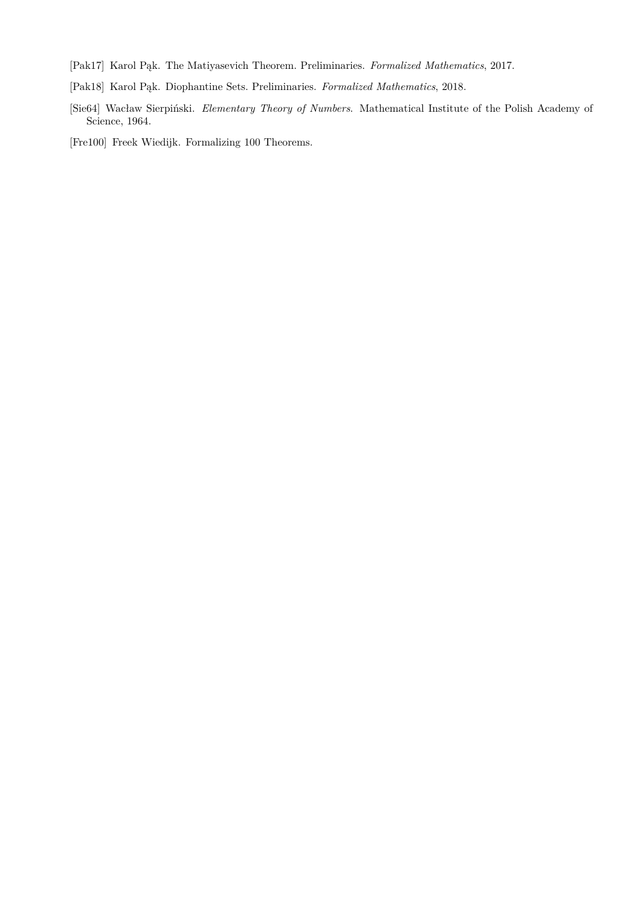[Pak17] Karol Pąk. The Matiyasevich Theorem. Preliminaries. *Formalized Mathematics*, 2017.

[Pak18] Karol Pąk. Diophantine Sets. Preliminaries. *Formalized Mathematics*, 2018.

[Sie64] Wacław Sierpiński. *Elementary Theory of Numbers*. Mathematical Institute of the Polish Academy of Science, 1964.

[Fre100] Freek Wiedijk. Formalizing 100 Theorems.